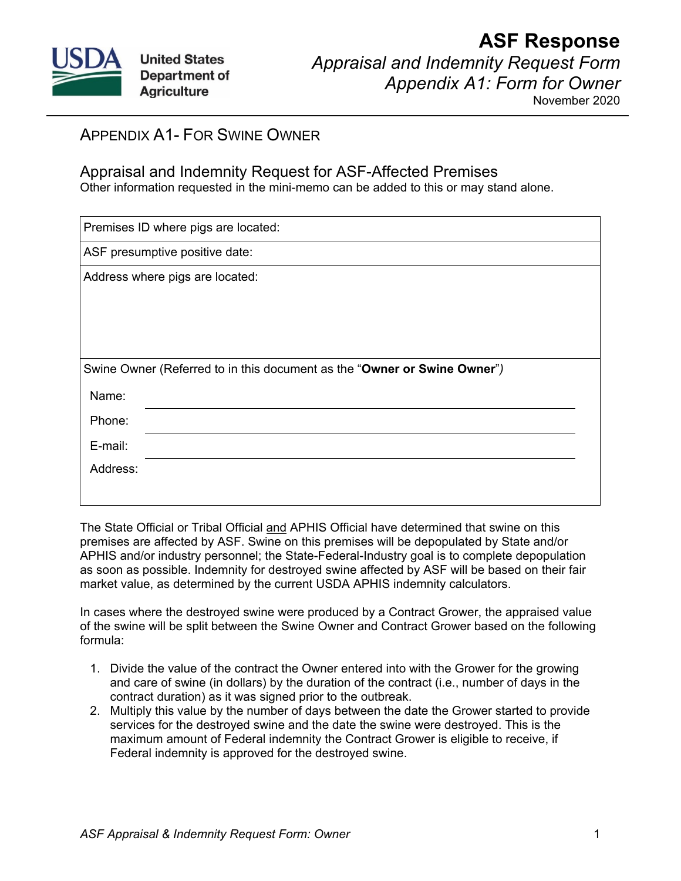# ASF Response

*Appraisal and Indemnity Request Form*
*Appendix A1: Form for Owner*
November 2020

## APPENDIX A1- FOR SWINE OWNER

### Appraisal and Indemnity Request for ASF-Affected Premises

Other information requested in the mini-memo can be added to this or may stand alone.

| Premises ID where pigs are located: |
|---|
| ASF presumptive positive date: |
| Address where pigs are located: |
| Swine Owner (Referred to in this document as the "**Owner or Swine Owner**")<br>Name: ______<br>Phone: ______<br>E-mail: ______<br>Address: |

The State Official or Tribal Official <u>and</u> APHIS Official have determined that swine on this premises are affected by ASF. Swine on this premises will be depopulated by State and/or APHIS and/or industry personnel; the State-Federal-Industry goal is to complete depopulation as soon as possible. Indemnity for destroyed swine affected by ASF will be based on their fair market value, as determined by the current USDA APHIS indemnity calculators.

In cases where the destroyed swine were produced by a Contract Grower, the appraised value of the swine will be split between the Swine Owner and Contract Grower based on the following formula:

1. Divide the value of the contract the Owner entered into with the Grower for the growing and care of swine (in dollars) by the duration of the contract (i.e., number of days in the contract duration) as it was signed prior to the outbreak.
2. Multiply this value by the number of days between the date the Grower started to provide services for the destroyed swine and the date the swine were destroyed. This is the maximum amount of Federal indemnity the Contract Grower is eligible to receive, if Federal indemnity is approved for the destroyed swine.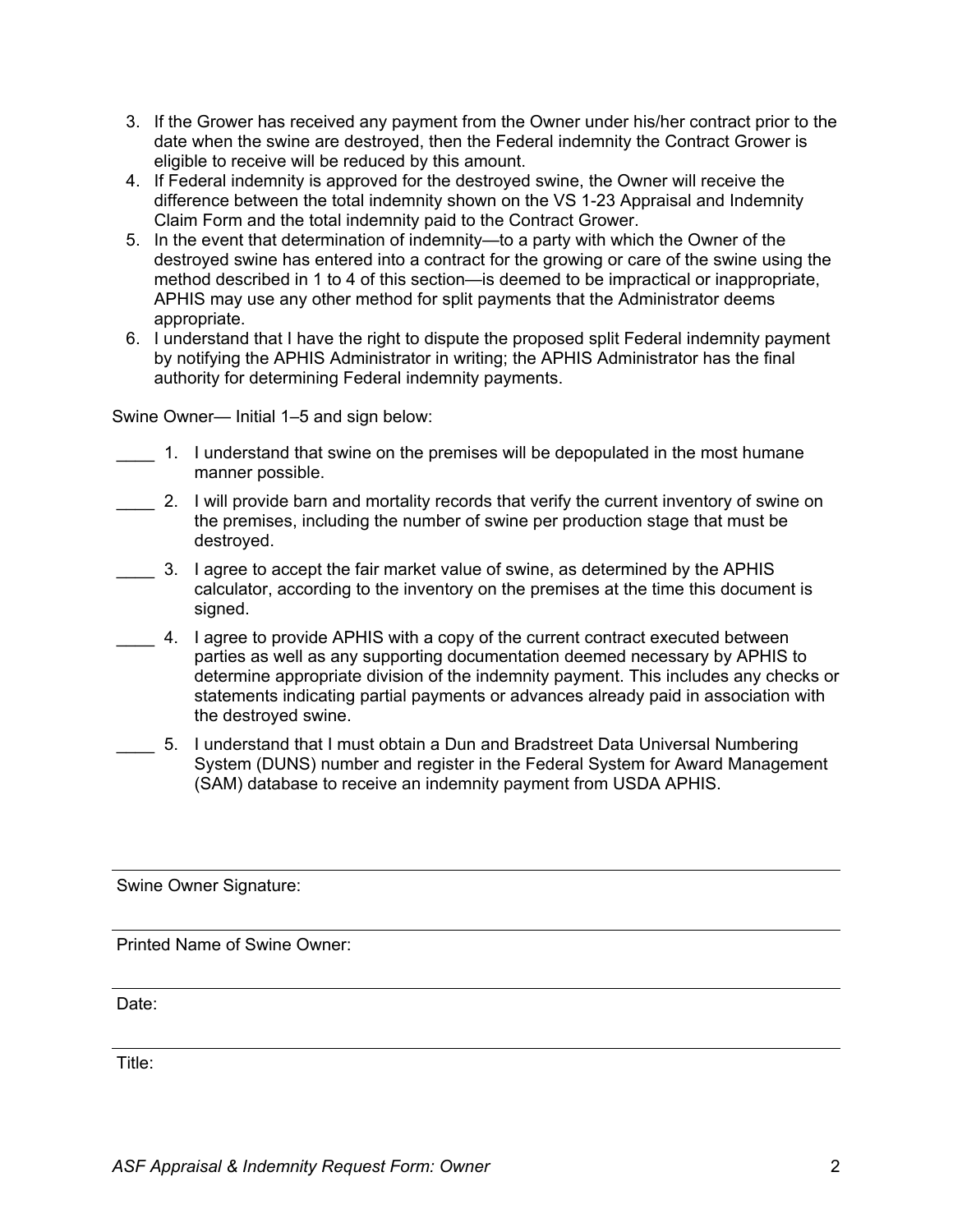3. If the Grower has received any payment from the Owner under his/her contract prior to the date when the swine are destroyed, then the Federal indemnity the Contract Grower is eligible to receive will be reduced by this amount.
4. If Federal indemnity is approved for the destroyed swine, the Owner will receive the difference between the total indemnity shown on the VS 1-23 Appraisal and Indemnity Claim Form and the total indemnity paid to the Contract Grower.
5. In the event that determination of indemnity—to a party with which the Owner of the destroyed swine has entered into a contract for the growing or care of the swine using the method described in 1 to 4 of this section—is deemed to be impractical or inappropriate, APHIS may use any other method for split payments that the Administrator deems appropriate.
6. I understand that I have the right to dispute the proposed split Federal indemnity payment by notifying the APHIS Administrator in writing; the APHIS Administrator has the final authority for determining Federal indemnity payments.

Swine Owner— Initial 1–5 and sign below:

____ 1. I understand that swine on the premises will be depopulated in the most humane manner possible.

____ 2. I will provide barn and mortality records that verify the current inventory of swine on the premises, including the number of swine per production stage that must be destroyed.

____ 3. I agree to accept the fair market value of swine, as determined by the APHIS calculator, according to the inventory on the premises at the time this document is signed.

____ 4. I agree to provide APHIS with a copy of the current contract executed between parties as well as any supporting documentation deemed necessary by APHIS to determine appropriate division of the indemnity payment. This includes any checks or statements indicating partial payments or advances already paid in association with the destroyed swine.

____ 5. I understand that I must obtain a Dun and Bradstreet Data Universal Numbering System (DUNS) number and register in the Federal System for Award Management (SAM) database to receive an indemnity payment from USDA APHIS.

Swine Owner Signature:

Printed Name of Swine Owner:

Date:

Title: